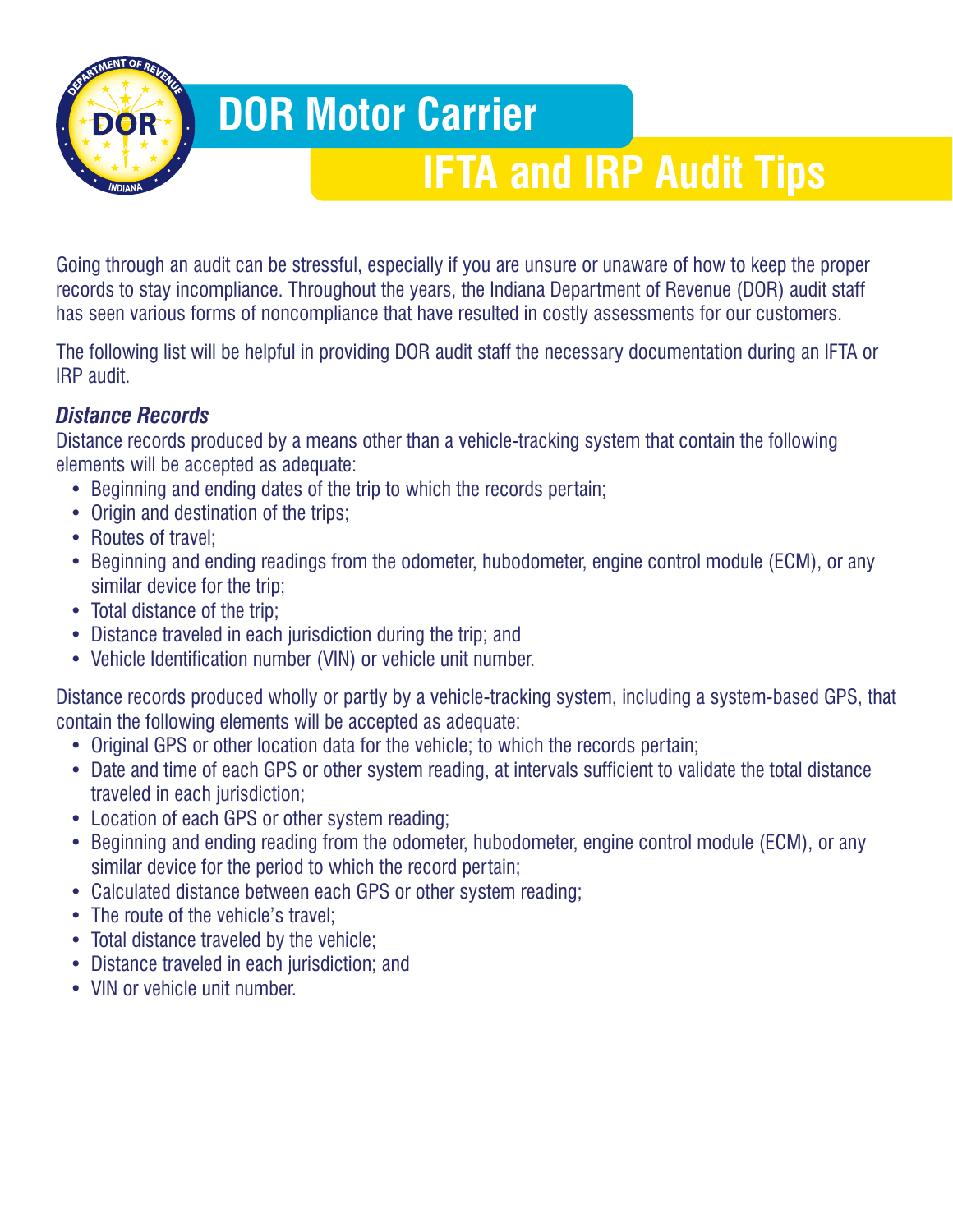# DOR Motor Carrier

## IFTA and IRP Audit Tips

Going through an audit can be stressful, especially if you are unsure or unaware of how to keep the proper records to stay incompliance. Throughout the years, the Indiana Department of Revenue (DOR) audit staff has seen various forms of noncompliance that have resulted in costly assessments for our customers.

The following list will be helpful in providing DOR audit staff the necessary documentation during an IFTA or IRP audit.

### *Distance Records*

Distance records produced by a means other than a vehicle-tracking system that contain the following elements will be accepted as adequate:

- Beginning and ending dates of the trip to which the records pertain;
- Origin and destination of the trips;
- Routes of travel;
- Beginning and ending readings from the odometer, hubodometer, engine control module (ECM), or any similar device for the trip;
- Total distance of the trip;
- Distance traveled in each jurisdiction during the trip; and
- Vehicle Identification number (VIN) or vehicle unit number.

Distance records produced wholly or partly by a vehicle-tracking system, including a system-based GPS, that contain the following elements will be accepted as adequate:

- Original GPS or other location data for the vehicle; to which the records pertain;
- Date and time of each GPS or other system reading, at intervals sufficient to validate the total distance traveled in each jurisdiction;
- Location of each GPS or other system reading;
- Beginning and ending reading from the odometer, hubodometer, engine control module (ECM), or any similar device for the period to which the record pertain;
- Calculated distance between each GPS or other system reading;
- The route of the vehicle's travel;
- Total distance traveled by the vehicle;
- Distance traveled in each jurisdiction; and
- VIN or vehicle unit number.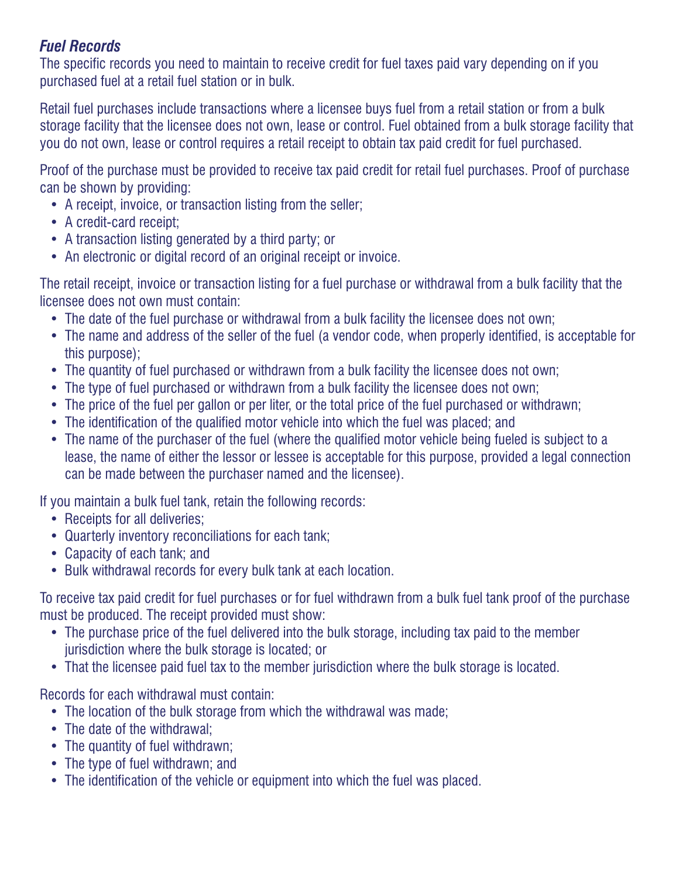### *Fuel Records*

The specific records you need to maintain to receive credit for fuel taxes paid vary depending on if you purchased fuel at a retail fuel station or in bulk.

Retail fuel purchases include transactions where a licensee buys fuel from a retail station or from a bulk storage facility that the licensee does not own, lease or control. Fuel obtained from a bulk storage facility that you do not own, lease or control requires a retail receipt to obtain tax paid credit for fuel purchased.

Proof of the purchase must be provided to receive tax paid credit for retail fuel purchases. Proof of purchase can be shown by providing:

- A receipt, invoice, or transaction listing from the seller;
- A credit-card receipt;
- A transaction listing generated by a third party; or
- An electronic or digital record of an original receipt or invoice.

The retail receipt, invoice or transaction listing for a fuel purchase or withdrawal from a bulk facility that the licensee does not own must contain:

- The date of the fuel purchase or withdrawal from a bulk facility the licensee does not own;
- The name and address of the seller of the fuel (a vendor code, when properly identified, is acceptable for this purpose);
- The quantity of fuel purchased or withdrawn from a bulk facility the licensee does not own;
- The type of fuel purchased or withdrawn from a bulk facility the licensee does not own;
- The price of the fuel per gallon or per liter, or the total price of the fuel purchased or withdrawn;
- The identification of the qualified motor vehicle into which the fuel was placed; and
- The name of the purchaser of the fuel (where the qualified motor vehicle being fueled is subject to a lease, the name of either the lessor or lessee is acceptable for this purpose, provided a legal connection can be made between the purchaser named and the licensee).

If you maintain a bulk fuel tank, retain the following records:

- Receipts for all deliveries;
- Quarterly inventory reconciliations for each tank;
- Capacity of each tank; and
- Bulk withdrawal records for every bulk tank at each location.

To receive tax paid credit for fuel purchases or for fuel withdrawn from a bulk fuel tank proof of the purchase must be produced. The receipt provided must show:

- The purchase price of the fuel delivered into the bulk storage, including tax paid to the member jurisdiction where the bulk storage is located; or
- That the licensee paid fuel tax to the member jurisdiction where the bulk storage is located.

Records for each withdrawal must contain:

- The location of the bulk storage from which the withdrawal was made;
- The date of the withdrawal;
- The quantity of fuel withdrawn;
- The type of fuel withdrawn; and
- The identification of the vehicle or equipment into which the fuel was placed.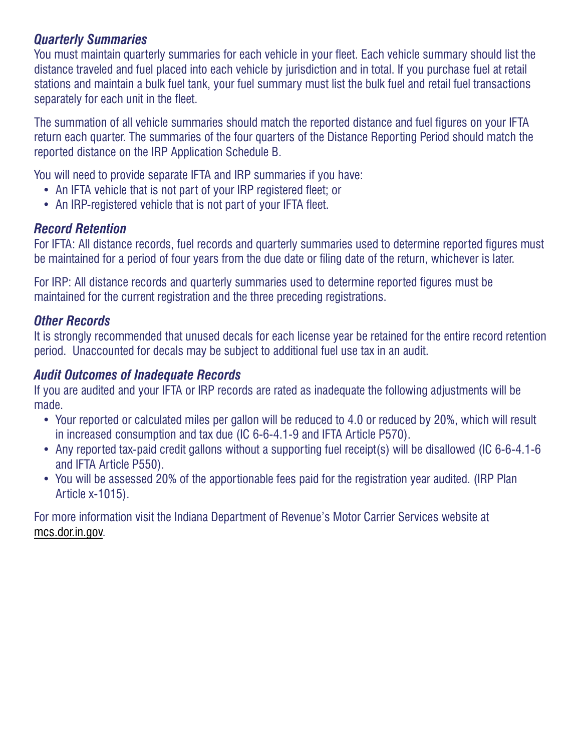### *Quarterly Summaries*

You must maintain quarterly summaries for each vehicle in your fleet. Each vehicle summary should list the distance traveled and fuel placed into each vehicle by jurisdiction and in total. If you purchase fuel at retail stations and maintain a bulk fuel tank, your fuel summary must list the bulk fuel and retail fuel transactions separately for each unit in the fleet.

The summation of all vehicle summaries should match the reported distance and fuel figures on your IFTA return each quarter. The summaries of the four quarters of the Distance Reporting Period should match the reported distance on the IRP Application Schedule B.

You will need to provide separate IFTA and IRP summaries if you have:

- An IFTA vehicle that is not part of your IRP registered fleet; or
- An IRP-registered vehicle that is not part of your IFTA fleet.

### *Record Retention*

For IFTA: All distance records, fuel records and quarterly summaries used to determine reported figures must be maintained for a period of four years from the due date or filing date of the return, whichever is later.

For IRP: All distance records and quarterly summaries used to determine reported figures must be maintained for the current registration and the three preceding registrations.

### *Other Records*

It is strongly recommended that unused decals for each license year be retained for the entire record retention period. Unaccounted for decals may be subject to additional fuel use tax in an audit.

### *Audit Outcomes of Inadequate Records*

If you are audited and your IFTA or IRP records are rated as inadequate the following adjustments will be made.

- Your reported or calculated miles per gallon will be reduced to 4.0 or reduced by 20%, which will result in increased consumption and tax due (IC 6-6-4.1-9 and IFTA Article P570).
- Any reported tax-paid credit gallons without a supporting fuel receipt(s) will be disallowed (IC 6-6-4.1-6 and IFTA Article P550).
- You will be assessed 20% of the apportionable fees paid for the registration year audited. (IRP Plan Article x-1015).

For more information visit the Indiana Department of Revenue's Motor Carrier Services website at mcs.dor.in.gov.